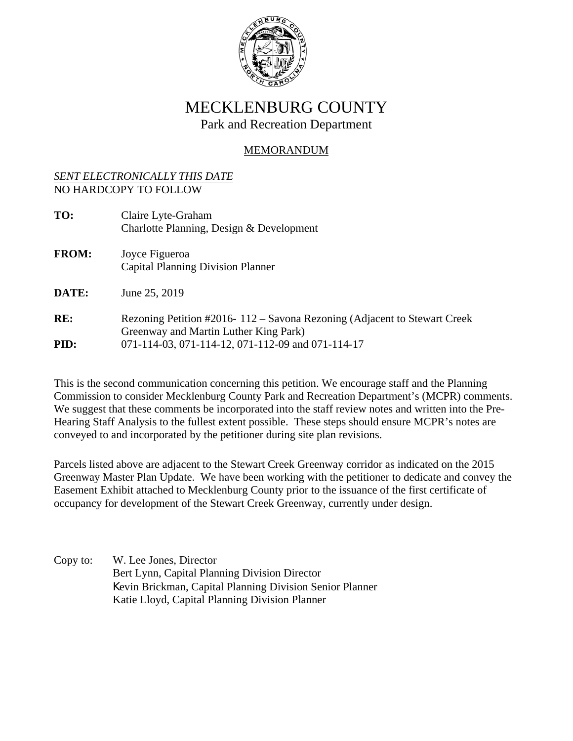# MECKLENBURG COUNTY

## Park and Recreation Department

<u>MEMORANDUM</u>

*SENT ELECTRONICALLY THIS DATE*
NO HARDCOPY TO FOLLOW

**TO:** Claire Lyte-Graham
Charlotte Planning, Design & Development

**FROM:** Joyce Figueroa
Capital Planning Division Planner

**DATE:** June 25, 2019

**RE:** Rezoning Petition #2016- 112 – Savona Rezoning (Adjacent to Stewart Creek Greenway and Martin Luther King Park)

**PID:** 071-114-03, 071-114-12, 071-112-09 and 071-114-17

This is the second communication concerning this petition. We encourage staff and the Planning Commission to consider Mecklenburg County Park and Recreation Department's (MCPR) comments. We suggest that these comments be incorporated into the staff review notes and written into the Pre-Hearing Staff Analysis to the fullest extent possible. These steps should ensure MCPR's notes are conveyed to and incorporated by the petitioner during site plan revisions.

Parcels listed above are adjacent to the Stewart Creek Greenway corridor as indicated on the 2015 Greenway Master Plan Update. We have been working with the petitioner to dedicate and convey the Easement Exhibit attached to Mecklenburg County prior to the issuance of the first certificate of occupancy for development of the Stewart Creek Greenway, currently under design.

Copy to: W. Lee Jones, Director
Bert Lynn, Capital Planning Division Director
Kevin Brickman, Capital Planning Division Senior Planner
Katie Lloyd, Capital Planning Division Planner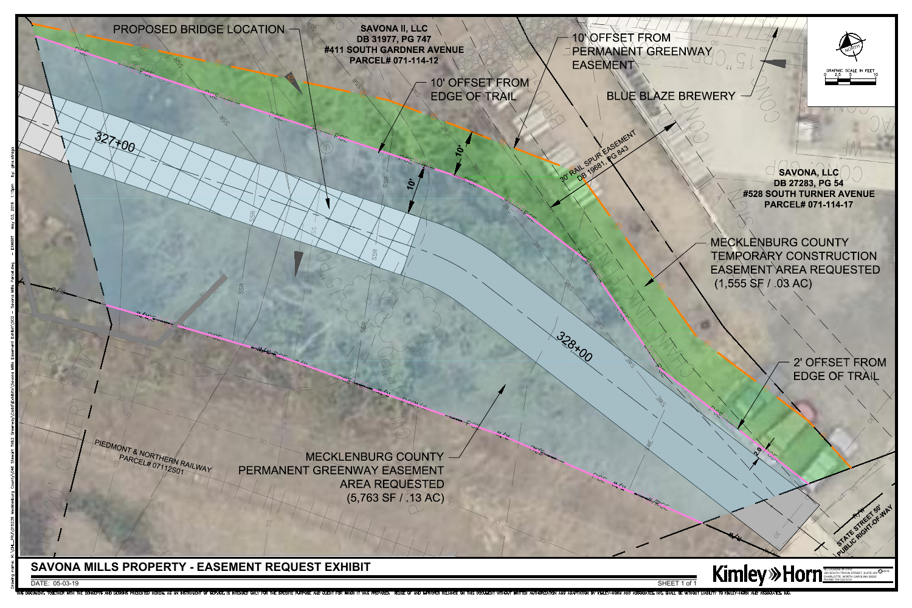# SAVONA MILLS PROPERTY - EASEMENT REQUEST EXHIBIT

DATE: 05-03-19

PROPOSED BRIDGE LOCATION

SAVONA II, LLC
DB 31977, PG 747
#411 SOUTH GARDNER AVENUE
PARCEL# 071-114-12

10' OFFSET FROM PERMANENT GREENWAY EASEMENT

10' OFFSET FROM EDGE OF TRAIL

BLUE BLAZE BREWERY

30' RAIL SPUR EASEMENT
DB 19681, PG 843

SAVONA, LLC
DB 27283, PG 54
#528 SOUTH TURNER AVENUE
PARCEL# 071-114-17

MECKLENBURG COUNTY TEMPORARY CONSTRUCTION EASEMENT AREA REQUESTED (1,555 SF / .03 AC)

2' OFFSET FROM EDGE OF TRAIL

327+00

328+00

10'

10'

2.0'

PIEDMONT & NORTHERN RAILWAY
PARCEL# 07112S01

MECKLENBURG COUNTY PERMANENT GREENWAY EASEMENT AREA REQUESTED (5,763 SF / .13 AC)

STATE STREET 50' PUBLIC RIGHT-OF-WAY

GRAPHIC SCALE IN FEET
0 2.5 5 10

NORTH

Kimley»Horn

THIS DOCUMENT, TOGETHER WITH THE CONCEPTS AND DESIGNS PRESENTED HEREIN, AS AN INSTRUMENT OF SERVICE, IS INTENDED ONLY FOR THE SPECIFIC PURPOSE AND CLIENT FOR WHICH IT WAS PREPARED. REUSE OF AND IMPROPER RELIANCE ON THIS DOCUMENT WITHOUT WRITTEN AUTHORIZATION AND ADAPTATION BY KIMLEY-HORN AND ASSOCIATES, INC. SHALL BE WITHOUT LIABILITY TO KIMLEY-HORN AND ASSOCIATES, INC.